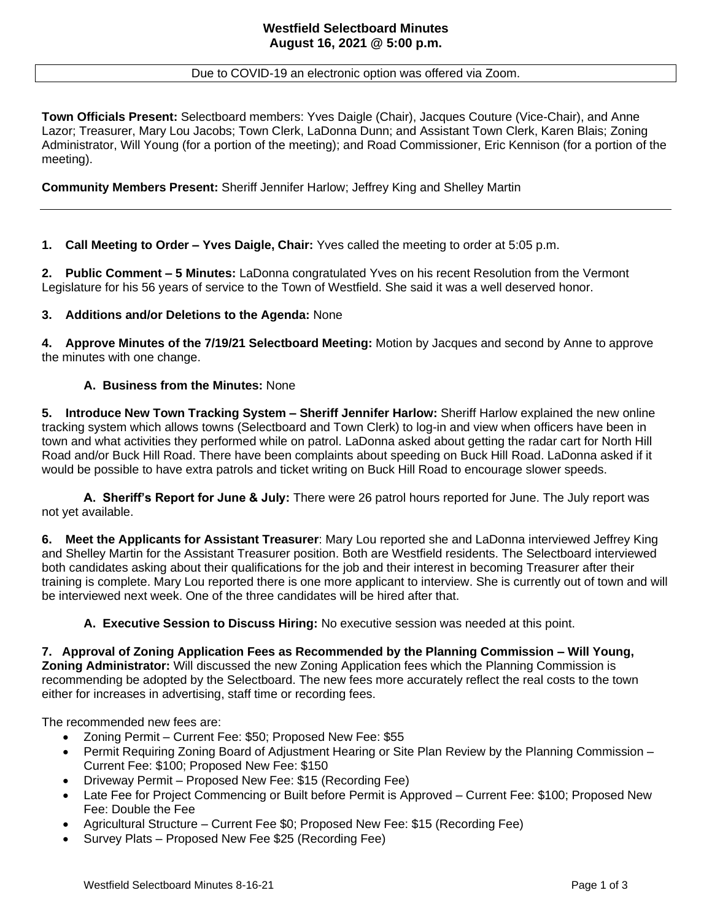# Westfield Selectboard Minutes
## August 16, 2021 @ 5:00 p.m.

Due to COVID-19 an electronic option was offered via Zoom.

**Town Officials Present:** Selectboard members: Yves Daigle (Chair), Jacques Couture (Vice-Chair), and Anne Lazor; Treasurer, Mary Lou Jacobs; Town Clerk, LaDonna Dunn; and Assistant Town Clerk, Karen Blais; Zoning Administrator, Will Young (for a portion of the meeting); and Road Commissioner, Eric Kennison (for a portion of the meeting).

**Community Members Present:** Sheriff Jennifer Harlow; Jeffrey King and Shelley Martin

---

**1. Call Meeting to Order – Yves Daigle, Chair:** Yves called the meeting to order at 5:05 p.m.

**2. Public Comment – 5 Minutes:** LaDonna congratulated Yves on his recent Resolution from the Vermont Legislature for his 56 years of service to the Town of Westfield. She said it was a well deserved honor.

**3. Additions and/or Deletions to the Agenda:** None

**4. Approve Minutes of the 7/19/21 Selectboard Meeting:** Motion by Jacques and second by Anne to approve the minutes with one change.

**A. Business from the Minutes:** None

**5. Introduce New Town Tracking System – Sheriff Jennifer Harlow:** Sheriff Harlow explained the new online tracking system which allows towns (Selectboard and Town Clerk) to log-in and view when officers have been in town and what activities they performed while on patrol. LaDonna asked about getting the radar cart for North Hill Road and/or Buck Hill Road. There have been complaints about speeding on Buck Hill Road. LaDonna asked if it would be possible to have extra patrols and ticket writing on Buck Hill Road to encourage slower speeds.

**A. Sheriff's Report for June & July:** There were 26 patrol hours reported for June. The July report was not yet available.

**6. Meet the Applicants for Assistant Treasurer**: Mary Lou reported she and LaDonna interviewed Jeffrey King and Shelley Martin for the Assistant Treasurer position. Both are Westfield residents. The Selectboard interviewed both candidates asking about their qualifications for the job and their interest in becoming Treasurer after their training is complete. Mary Lou reported there is one more applicant to interview. She is currently out of town and will be interviewed next week. One of the three candidates will be hired after that.

**A. Executive Session to Discuss Hiring:** No executive session was needed at this point.

**7. Approval of Zoning Application Fees as Recommended by the Planning Commission – Will Young, Zoning Administrator:** Will discussed the new Zoning Application fees which the Planning Commission is recommending be adopted by the Selectboard. The new fees more accurately reflect the real costs to the town either for increases in advertising, staff time or recording fees.

The recommended new fees are:

- Zoning Permit – Current Fee: $50; Proposed New Fee: $55
- Permit Requiring Zoning Board of Adjustment Hearing or Site Plan Review by the Planning Commission – Current Fee: $100; Proposed New Fee: $150
- Driveway Permit – Proposed New Fee: $15 (Recording Fee)
- Late Fee for Project Commencing or Built before Permit is Approved – Current Fee: $100; Proposed New Fee: Double the Fee
- Agricultural Structure – Current Fee $0; Proposed New Fee: $15 (Recording Fee)
- Survey Plats – Proposed New Fee $25 (Recording Fee)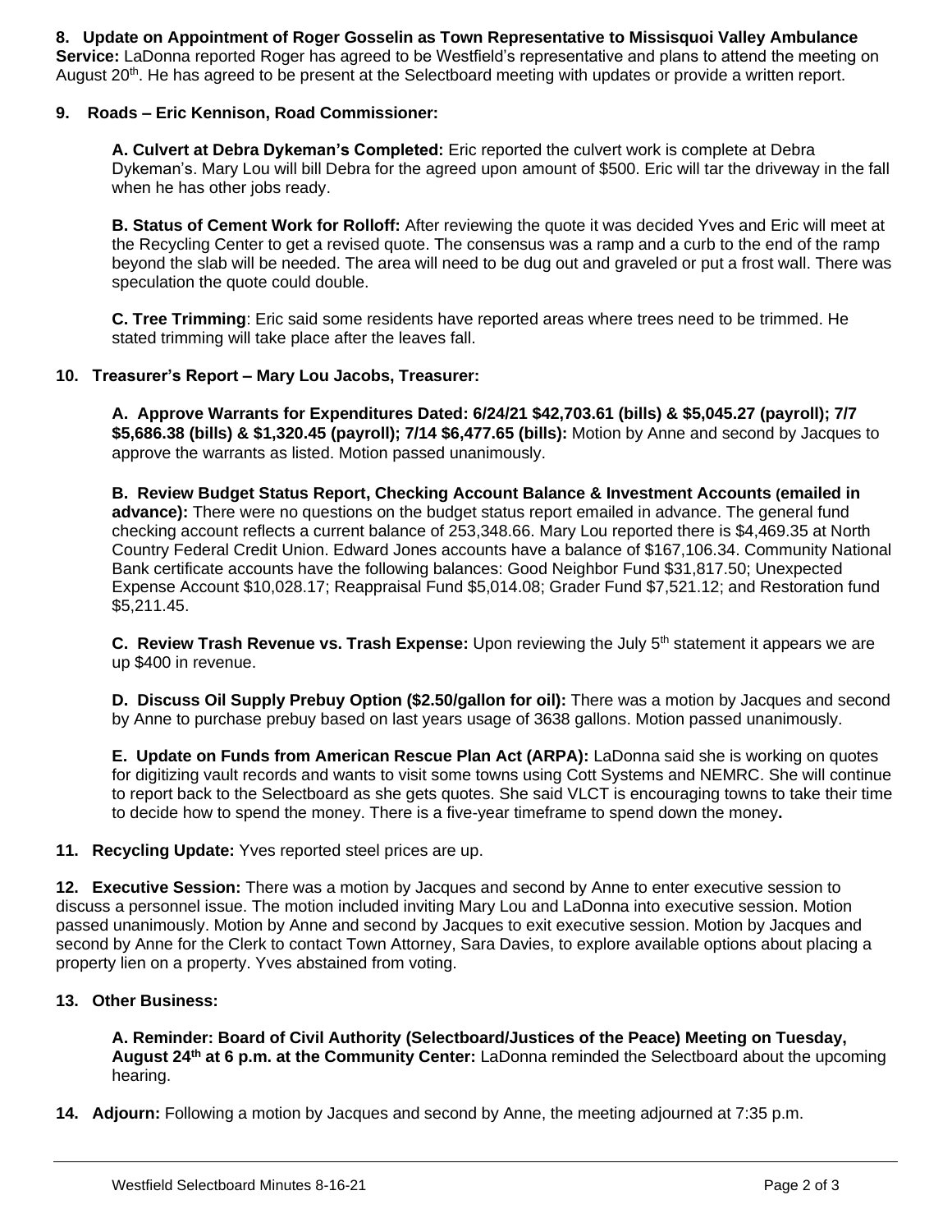**8. Update on Appointment of Roger Gosselin as Town Representative to Missisquoi Valley Ambulance Service:** LaDonna reported Roger has agreed to be Westfield's representative and plans to attend the meeting on August 20th. He has agreed to be present at the Selectboard meeting with updates or provide a written report.

**9. Roads – Eric Kennison, Road Commissioner:**

**A. Culvert at Debra Dykeman's Completed:** Eric reported the culvert work is complete at Debra Dykeman's. Mary Lou will bill Debra for the agreed upon amount of $500. Eric will tar the driveway in the fall when he has other jobs ready.

**B. Status of Cement Work for Rolloff:** After reviewing the quote it was decided Yves and Eric will meet at the Recycling Center to get a revised quote. The consensus was a ramp and a curb to the end of the ramp beyond the slab will be needed. The area will need to be dug out and graveled or put a frost wall. There was speculation the quote could double.

**C. Tree Trimming**: Eric said some residents have reported areas where trees need to be trimmed. He stated trimming will take place after the leaves fall.

**10. Treasurer's Report – Mary Lou Jacobs, Treasurer:**

**A. Approve Warrants for Expenditures Dated: 6/24/21 $42,703.61 (bills) & $5,045.27 (payroll); 7/7 $5,686.38 (bills) & $1,320.45 (payroll); 7/14 $6,477.65 (bills):** Motion by Anne and second by Jacques to approve the warrants as listed. Motion passed unanimously.

**B. Review Budget Status Report, Checking Account Balance & Investment Accounts (emailed in advance):** There were no questions on the budget status report emailed in advance. The general fund checking account reflects a current balance of 253,348.66. Mary Lou reported there is $4,469.35 at North Country Federal Credit Union. Edward Jones accounts have a balance of $167,106.34. Community National Bank certificate accounts have the following balances: Good Neighbor Fund $31,817.50; Unexpected Expense Account $10,028.17; Reappraisal Fund $5,014.08; Grader Fund $7,521.12; and Restoration fund $5,211.45.

**C. Review Trash Revenue vs. Trash Expense:** Upon reviewing the July 5th statement it appears we are up $400 in revenue.

**D. Discuss Oil Supply Prebuy Option ($2.50/gallon for oil):** There was a motion by Jacques and second by Anne to purchase prebuy based on last years usage of 3638 gallons. Motion passed unanimously.

**E. Update on Funds from American Rescue Plan Act (ARPA):** LaDonna said she is working on quotes for digitizing vault records and wants to visit some towns using Cott Systems and NEMRC. She will continue to report back to the Selectboard as she gets quotes. She said VLCT is encouraging towns to take their time to decide how to spend the money. There is a five-year timeframe to spend down the money**.**

**11. Recycling Update:** Yves reported steel prices are up.

**12. Executive Session:** There was a motion by Jacques and second by Anne to enter executive session to discuss a personnel issue. The motion included inviting Mary Lou and LaDonna into executive session. Motion passed unanimously. Motion by Anne and second by Jacques to exit executive session. Motion by Jacques and second by Anne for the Clerk to contact Town Attorney, Sara Davies, to explore available options about placing a property lien on a property. Yves abstained from voting.

**13. Other Business:**

**A. Reminder: Board of Civil Authority (Selectboard/Justices of the Peace) Meeting on Tuesday, August 24th at 6 p.m. at the Community Center:** LaDonna reminded the Selectboard about the upcoming hearing.

**14. Adjourn:** Following a motion by Jacques and second by Anne, the meeting adjourned at 7:35 p.m.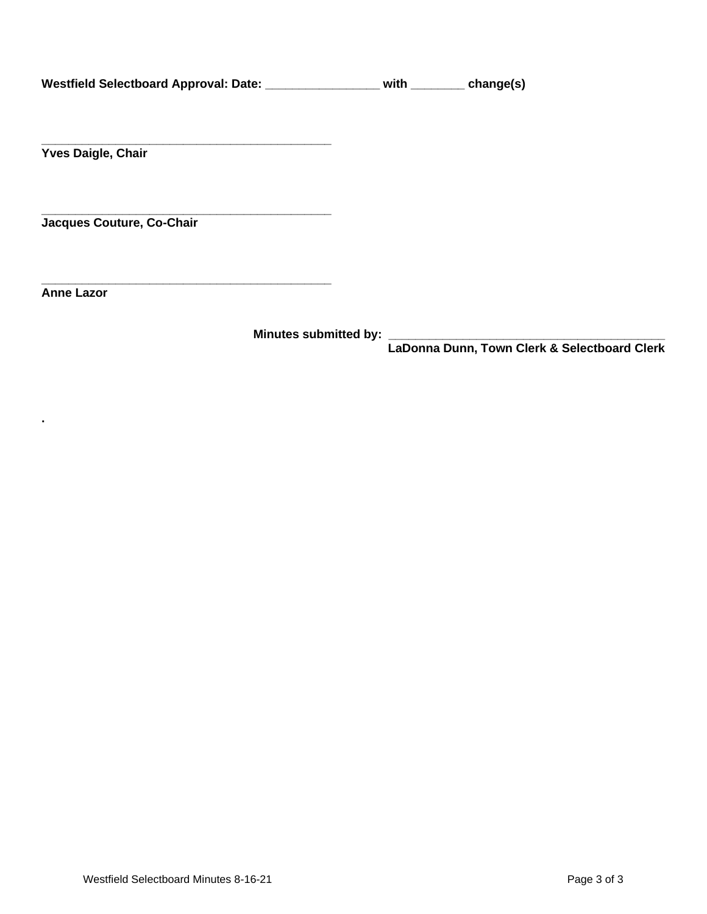**Westfield Selectboard Approval: Date: ________________ with _______ change(s)**

_____________________________________________
**Yves Daigle, Chair**

_____________________________________________
**Jacques Couture, Co-Chair**

_____________________________________________
**Anne Lazor**

**Minutes submitted by:** _________________________________________
**LaDonna Dunn, Town Clerk & Selectboard Clerk**

.